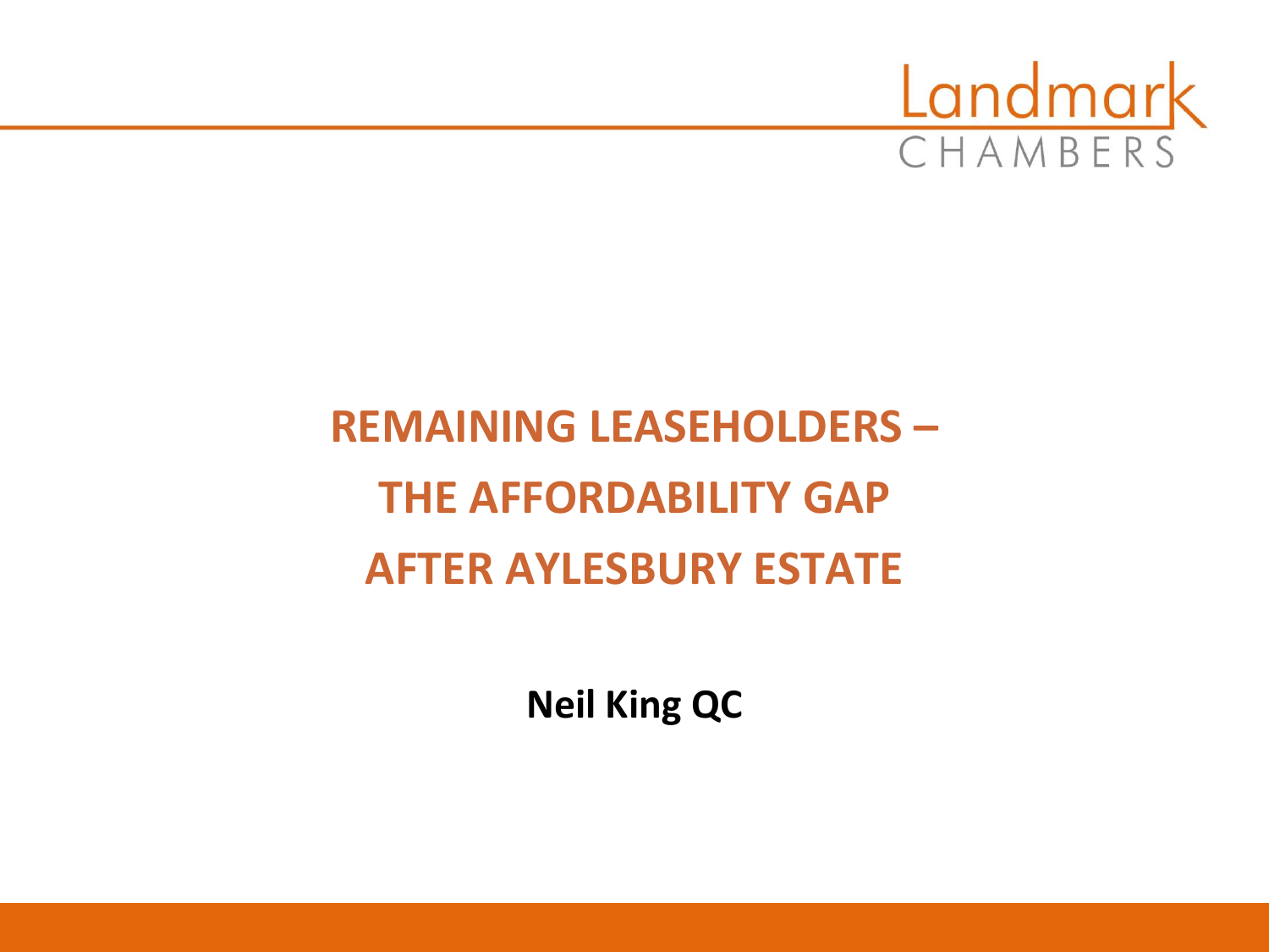Landmark CHAMBERS

# REMAINING LEASEHOLDERS – THE AFFORDABILITY GAP AFTER AYLESBURY ESTATE

**Neil King QC**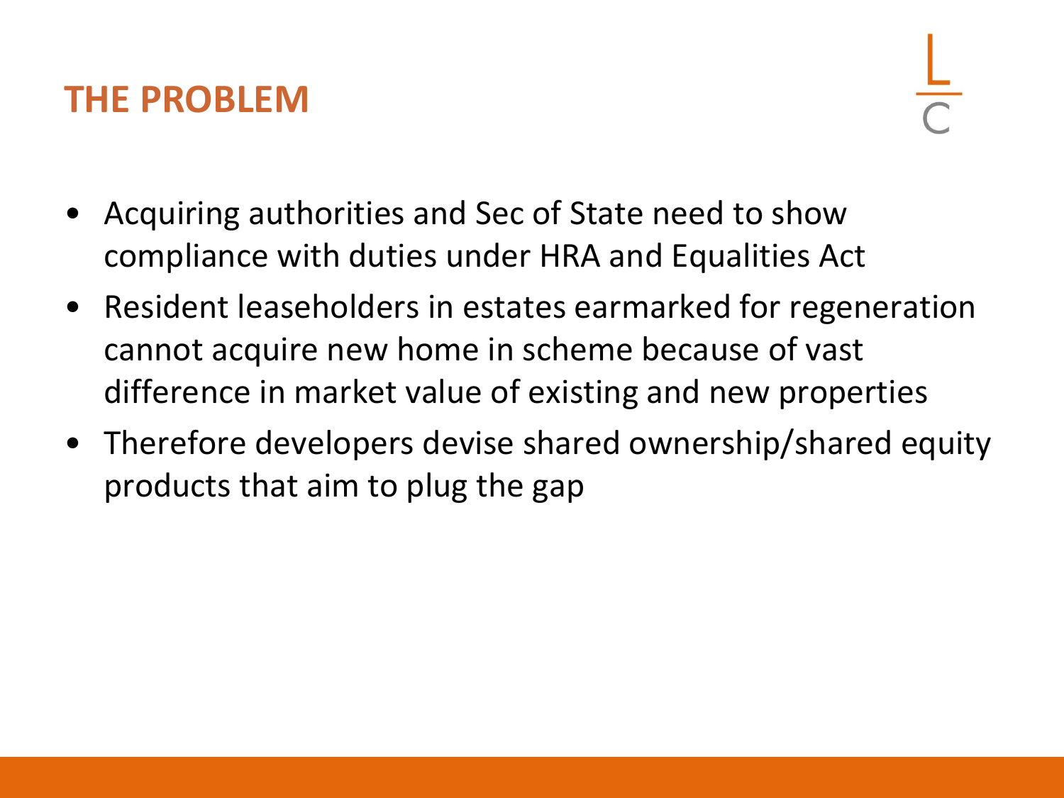# THE PROBLEM

- Acquiring authorities and Sec of State need to show compliance with duties under HRA and Equalities Act
- Resident leaseholders in estates earmarked for regeneration cannot acquire new home in scheme because of vast difference in market value of existing and new properties
- Therefore developers devise shared ownership/shared equity products that aim to plug the gap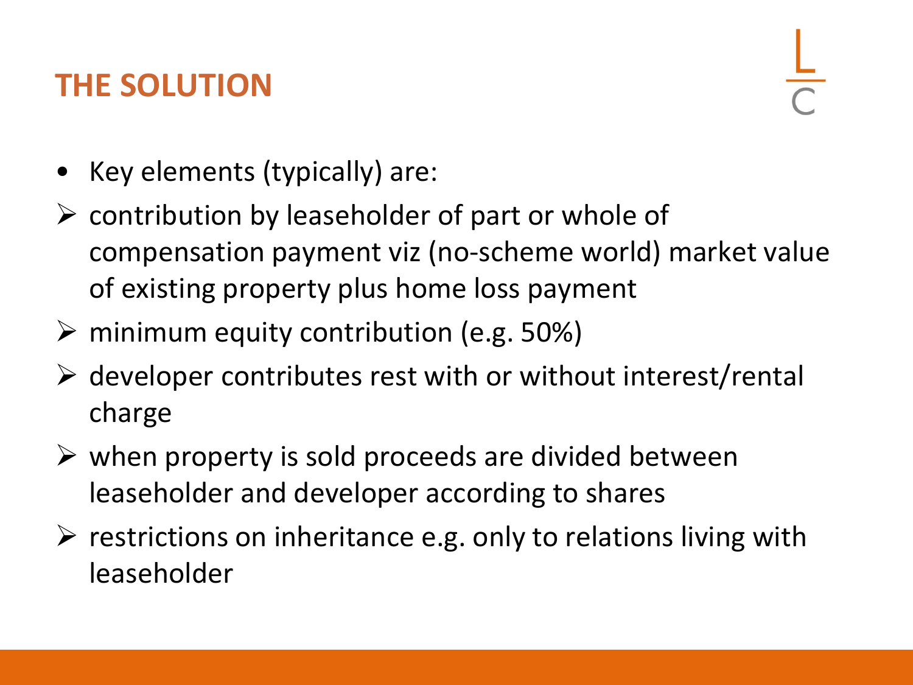# THE SOLUTION

- Key elements (typically) are:
  - contribution by leaseholder of part or whole of compensation payment viz (no-scheme world) market value of existing property plus home loss payment
  - minimum equity contribution (e.g. 50%)
  - developer contributes rest with or without interest/rental charge
  - when property is sold proceeds are divided between leaseholder and developer according to shares
  - restrictions on inheritance e.g. only to relations living with leaseholder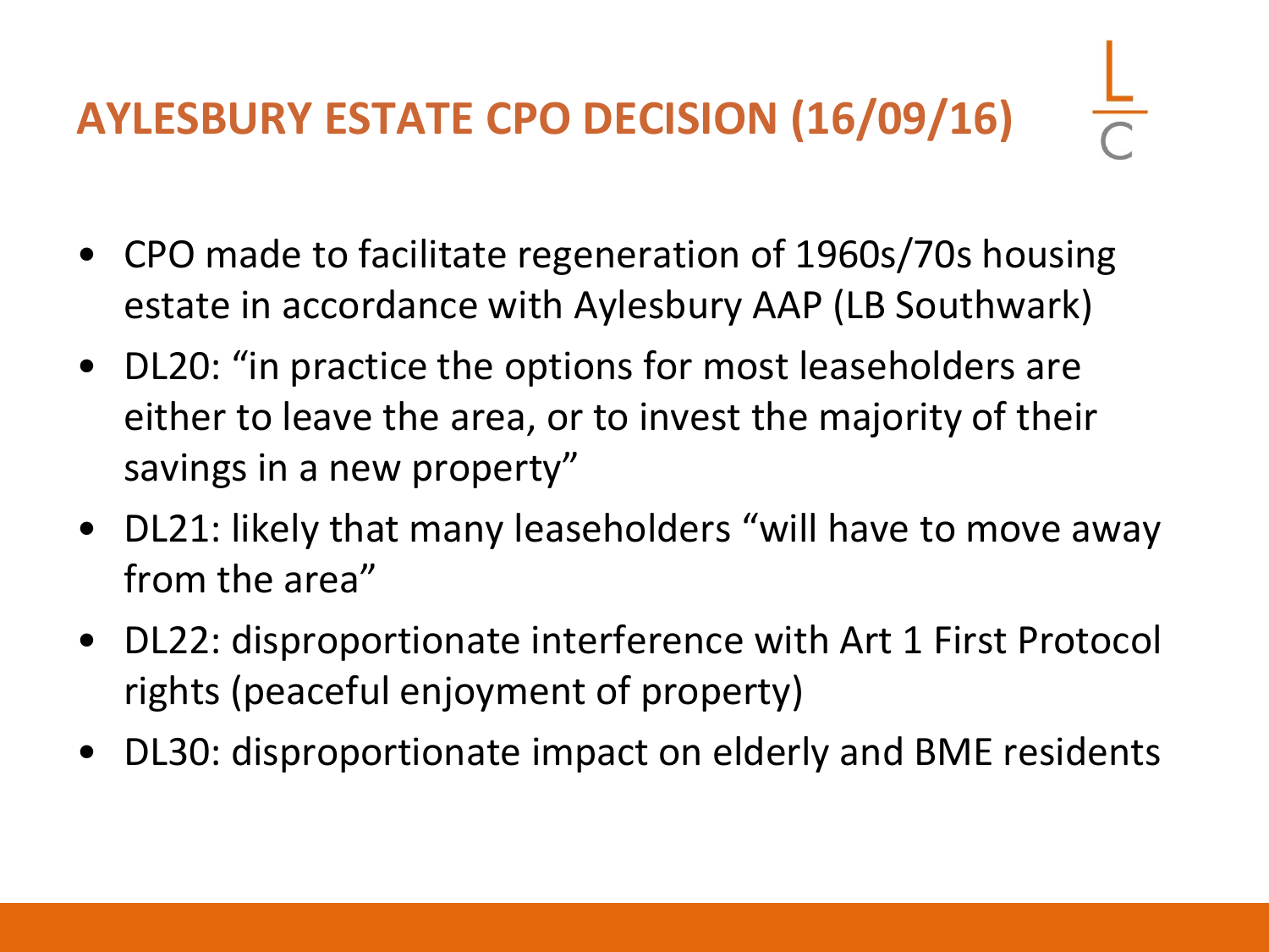# AYLESBURY ESTATE CPO DECISION (16/09/16)

- CPO made to facilitate regeneration of 1960s/70s housing estate in accordance with Aylesbury AAP (LB Southwark)
- DL20: "in practice the options for most leaseholders are either to leave the area, or to invest the majority of their savings in a new property"
- DL21: likely that many leaseholders "will have to move away from the area"
- DL22: disproportionate interference with Art 1 First Protocol rights (peaceful enjoyment of property)
- DL30: disproportionate impact on elderly and BME residents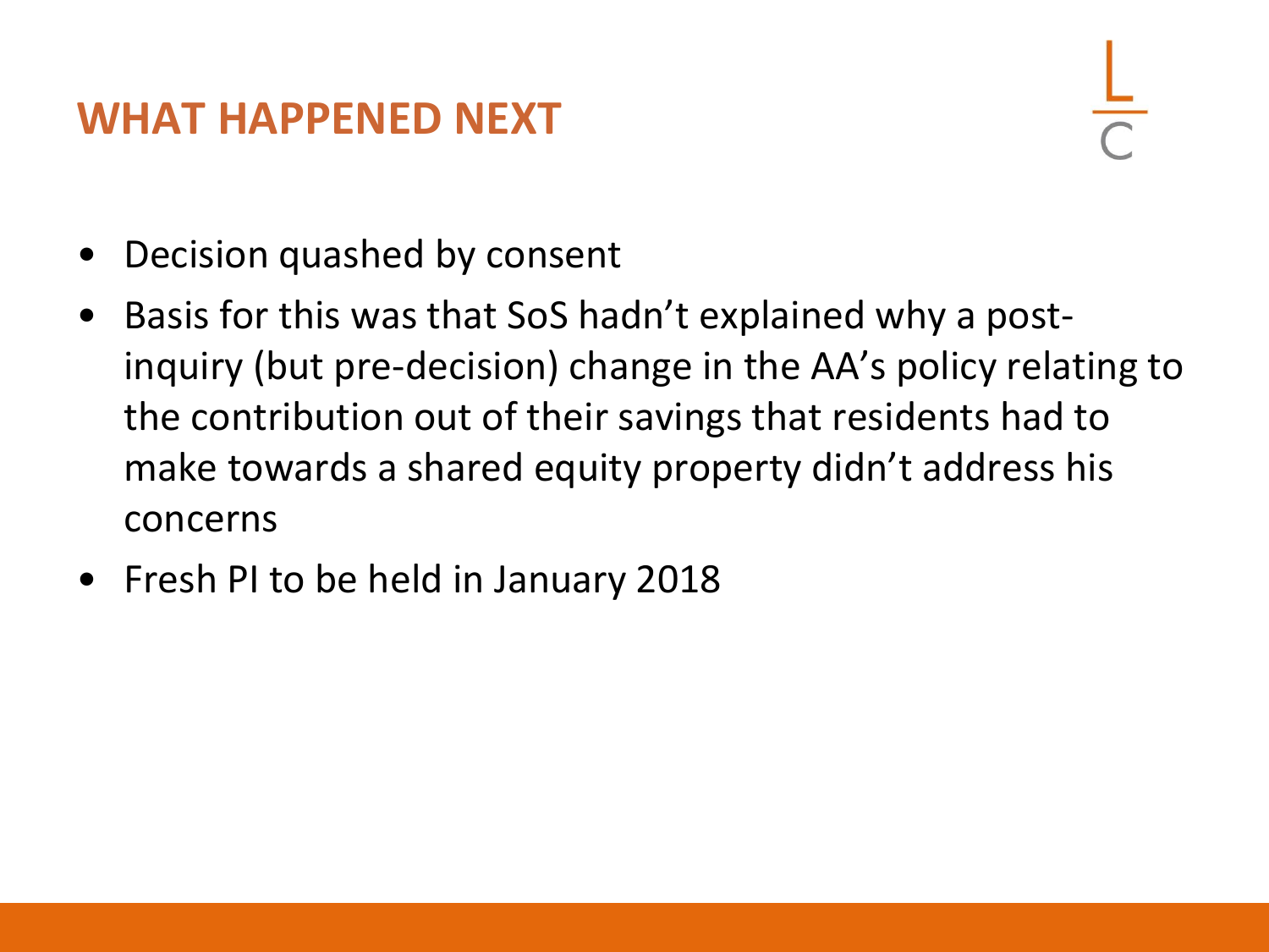# WHAT HAPPENED NEXT

- Decision quashed by consent
- Basis for this was that SoS hadn't explained why a post-inquiry (but pre-decision) change in the AA's policy relating to the contribution out of their savings that residents had to make towards a shared equity property didn't address his concerns
- Fresh PI to be held in January 2018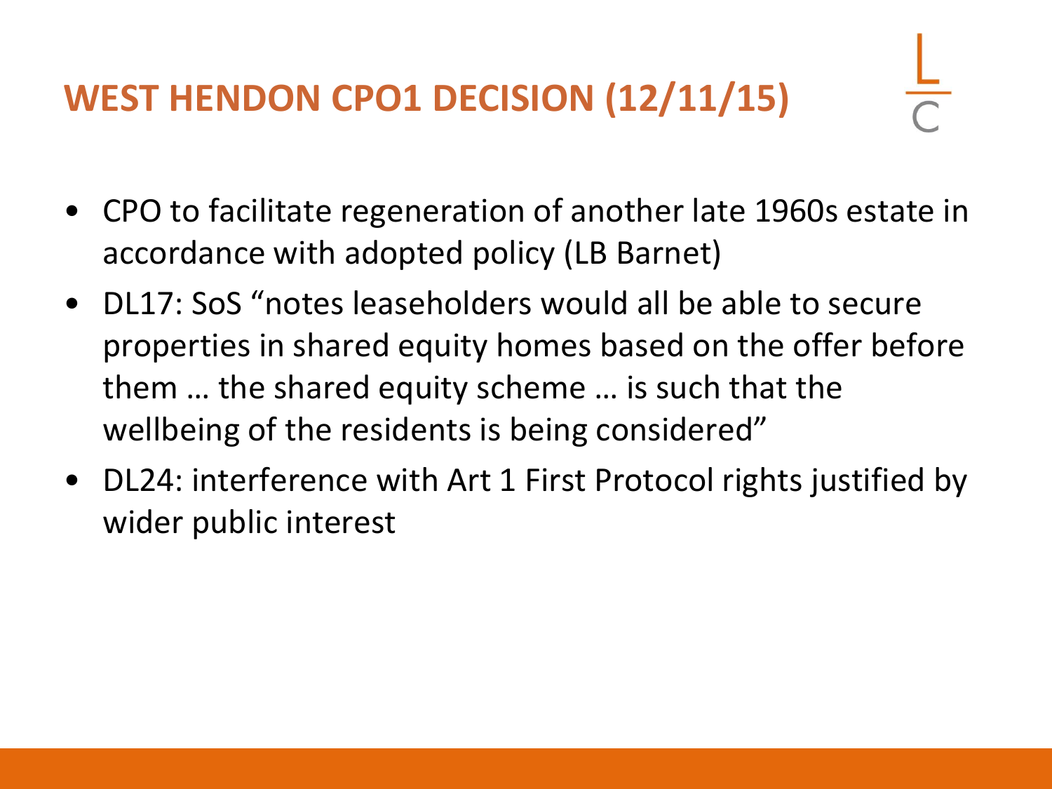## WEST HENDON CPO1 DECISION (12/11/15)

- CPO to facilitate regeneration of another late 1960s estate in accordance with adopted policy (LB Barnet)
- DL17: SoS "notes leaseholders would all be able to secure properties in shared equity homes based on the offer before them … the shared equity scheme … is such that the wellbeing of the residents is being considered"
- DL24: interference with Art 1 First Protocol rights justified by wider public interest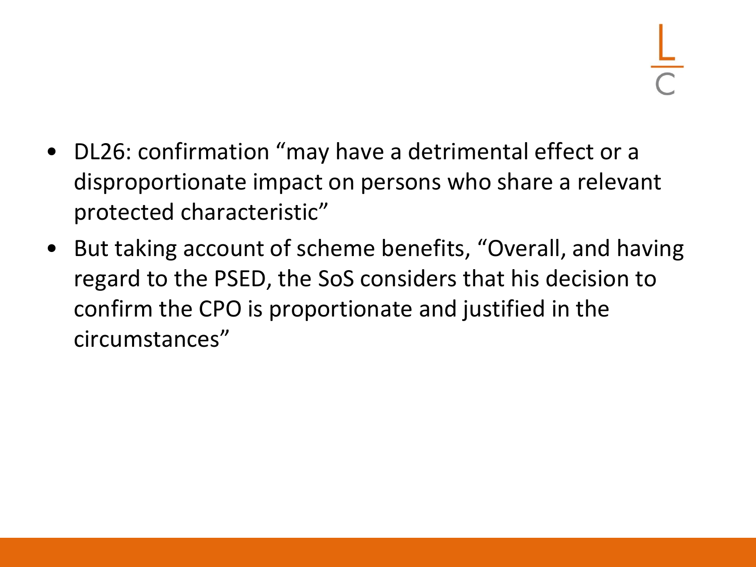- DL26: confirmation "may have a detrimental effect or a disproportionate impact on persons who share a relevant protected characteristic"
- But taking account of scheme benefits, "Overall, and having regard to the PSED, the SoS considers that his decision to confirm the CPO is proportionate and justified in the circumstances"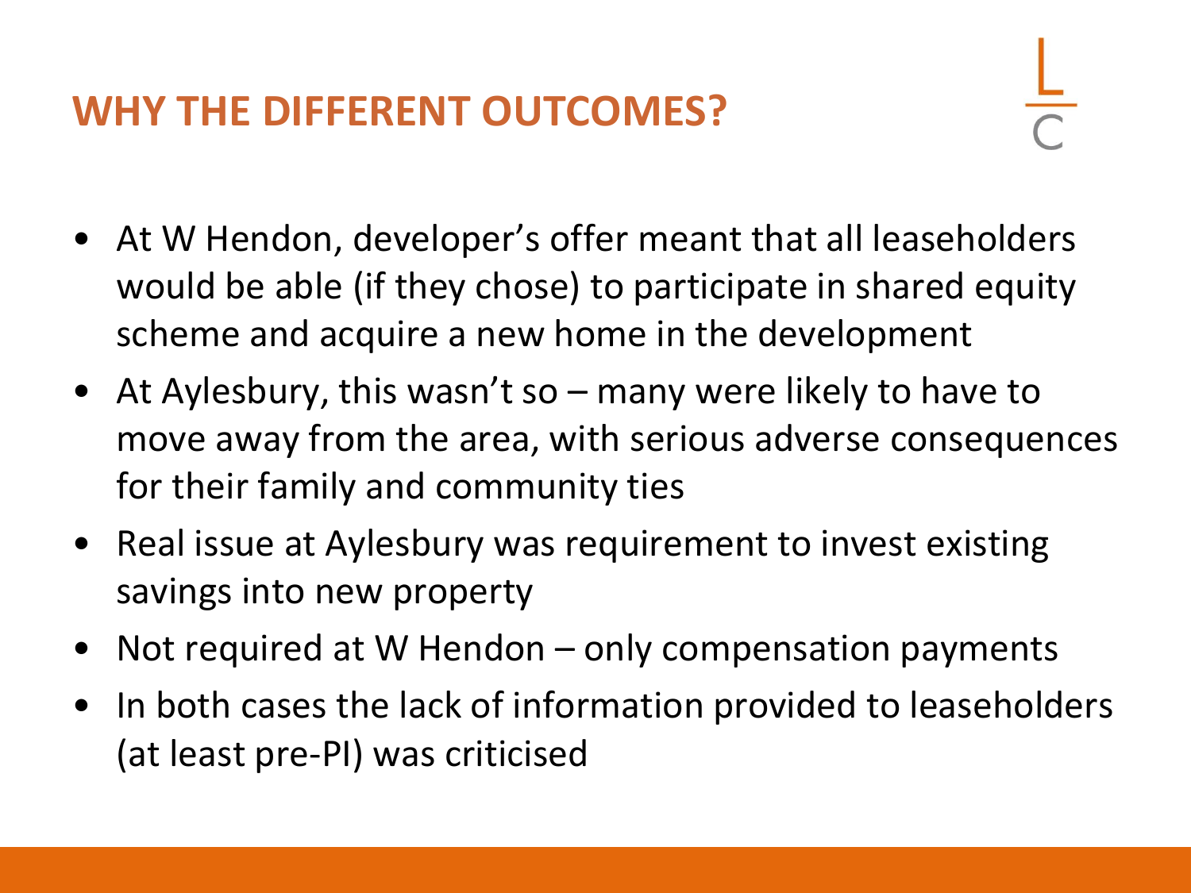## WHY THE DIFFERENT OUTCOMES?

- At W Hendon, developer's offer meant that all leaseholders would be able (if they chose) to participate in shared equity scheme and acquire a new home in the development
- At Aylesbury, this wasn't so – many were likely to have to move away from the area, with serious adverse consequences for their family and community ties
- Real issue at Aylesbury was requirement to invest existing savings into new property
- Not required at W Hendon – only compensation payments
- In both cases the lack of information provided to leaseholders (at least pre-PI) was criticised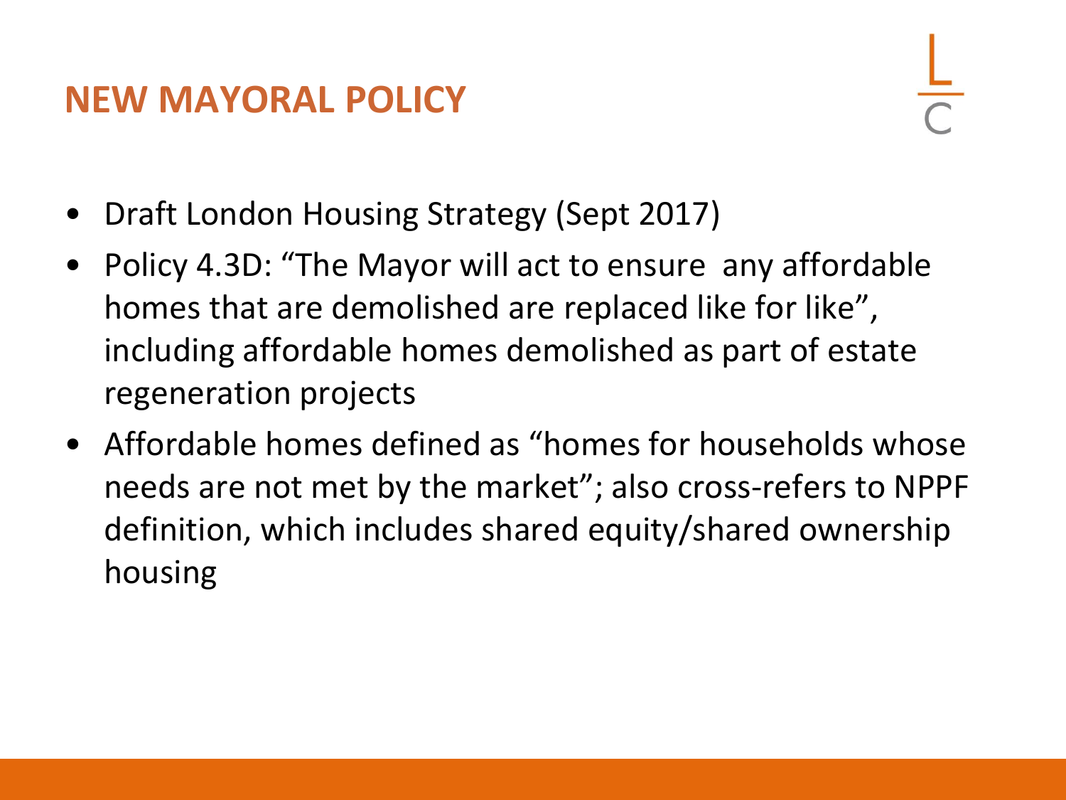# NEW MAYORAL POLICY

- Draft London Housing Strategy (Sept 2017)
- Policy 4.3D: "The Mayor will act to ensure any affordable homes that are demolished are replaced like for like", including affordable homes demolished as part of estate regeneration projects
- Affordable homes defined as "homes for households whose needs are not met by the market"; also cross-refers to NPPF definition, which includes shared equity/shared ownership housing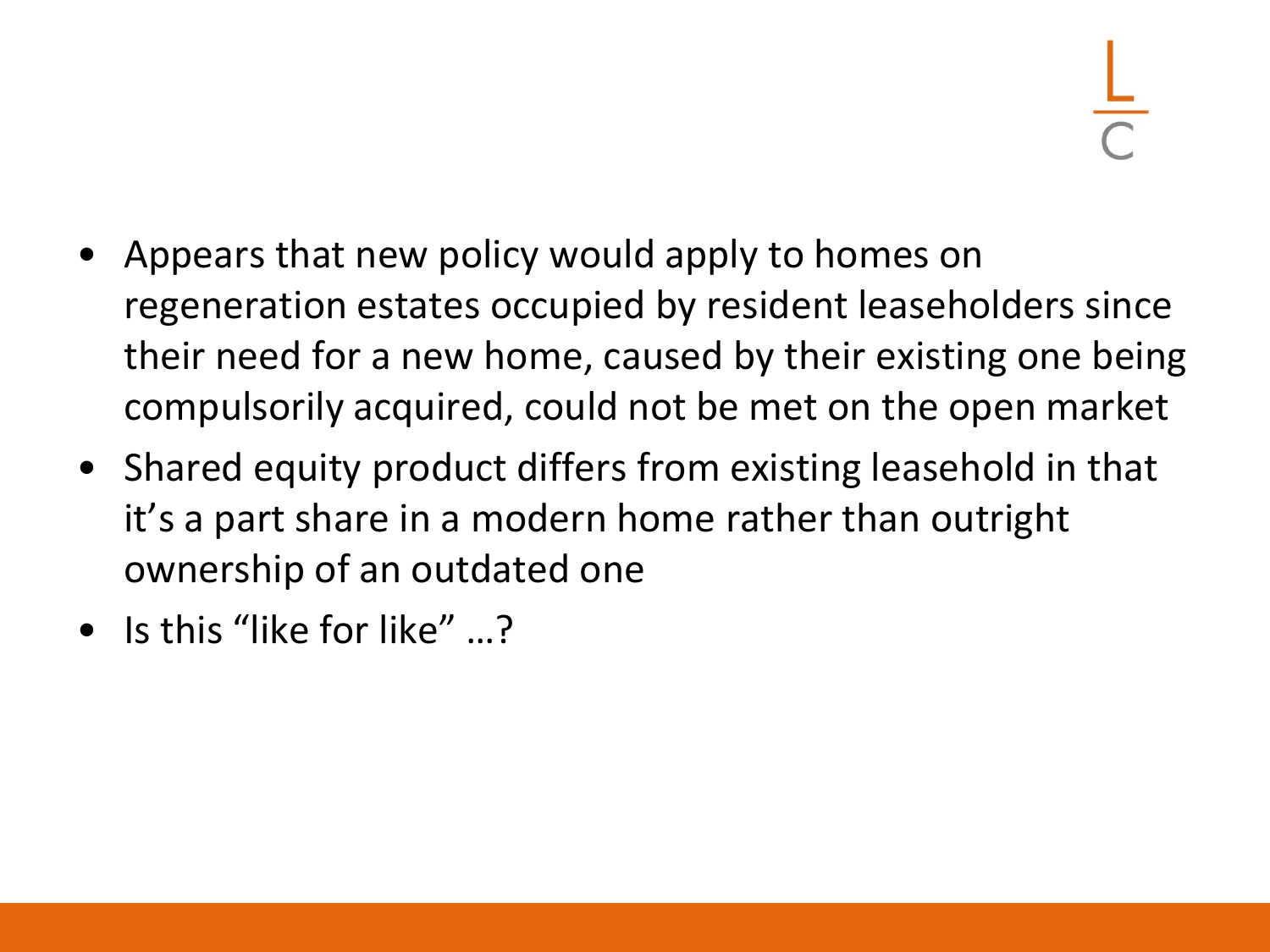- Appears that new policy would apply to homes on regeneration estates occupied by resident leaseholders since their need for a new home, caused by their existing one being compulsorily acquired, could not be met on the open market
- Shared equity product differs from existing leasehold in that it's a part share in a modern home rather than outright ownership of an outdated one
- Is this "like for like" …?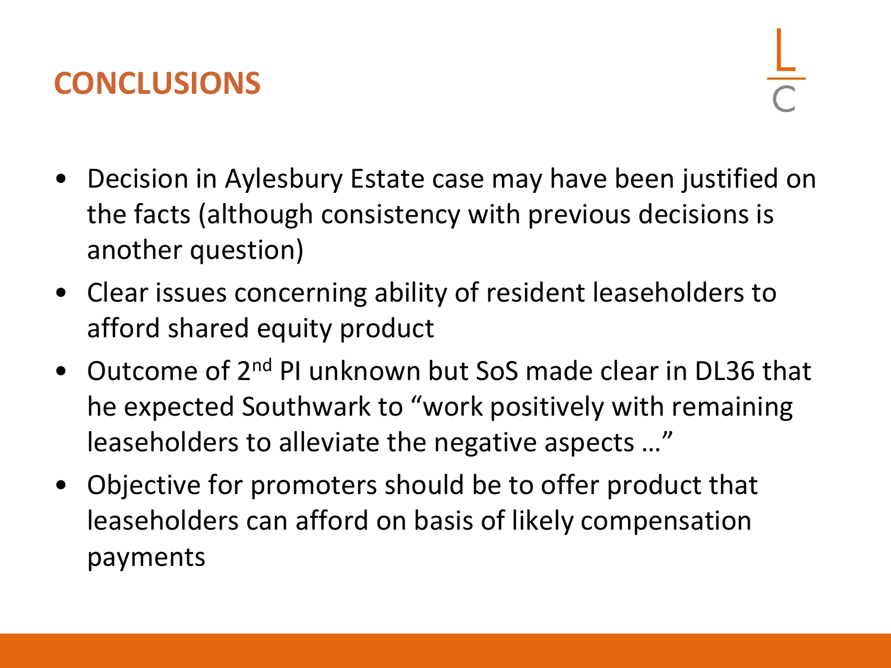## CONCLUSIONS

- Decision in Aylesbury Estate case may have been justified on the facts (although consistency with previous decisions is another question)
- Clear issues concerning ability of resident leaseholders to afford shared equity product
- Outcome of 2nd PI unknown but SoS made clear in DL36 that he expected Southwark to "work positively with remaining leaseholders to alleviate the negative aspects …"
- Objective for promoters should be to offer product that leaseholders can afford on basis of likely compensation payments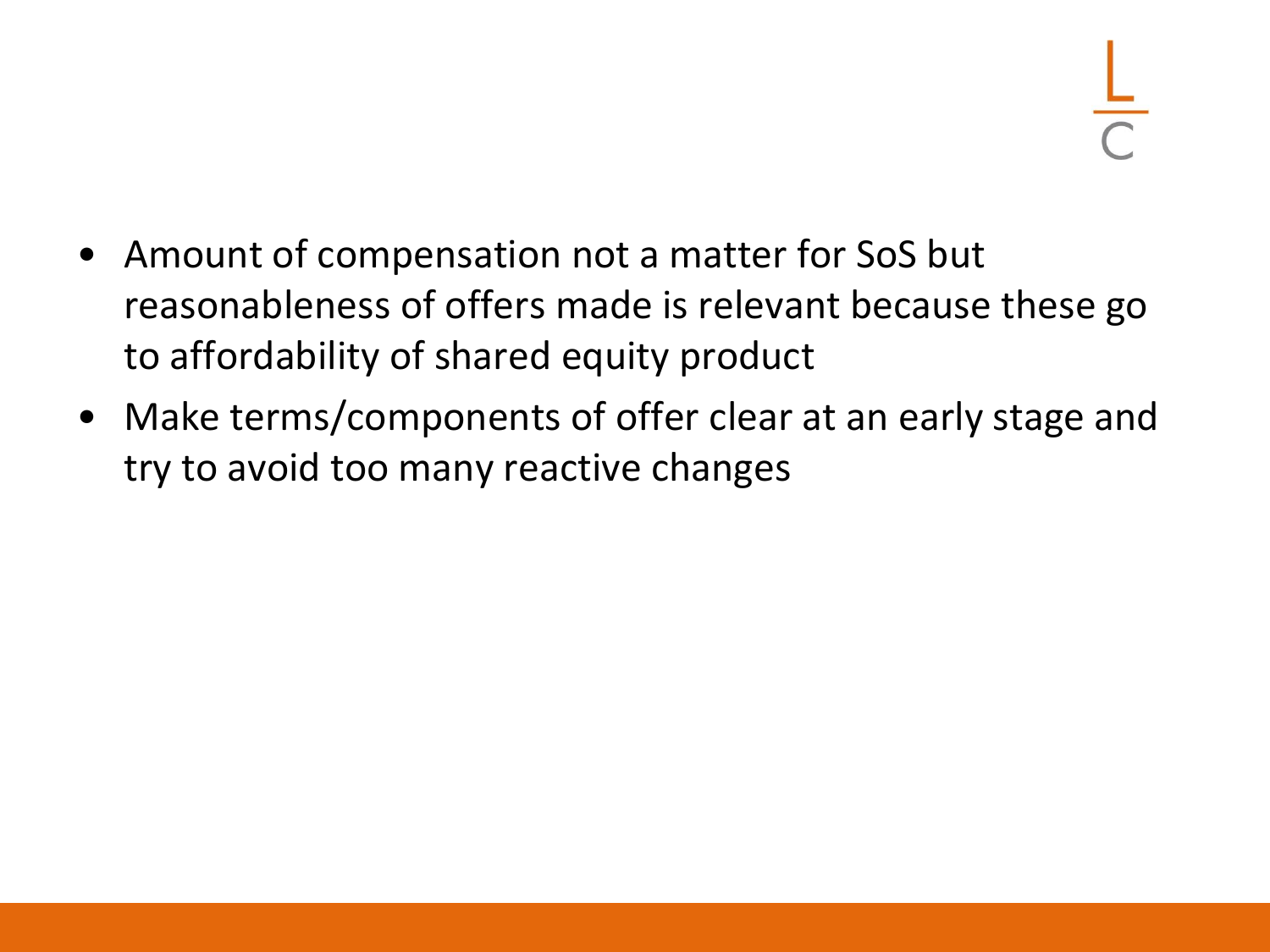- Amount of compensation not a matter for SoS but reasonableness of offers made is relevant because these go to affordability of shared equity product
- Make terms/components of offer clear at an early stage and try to avoid too many reactive changes